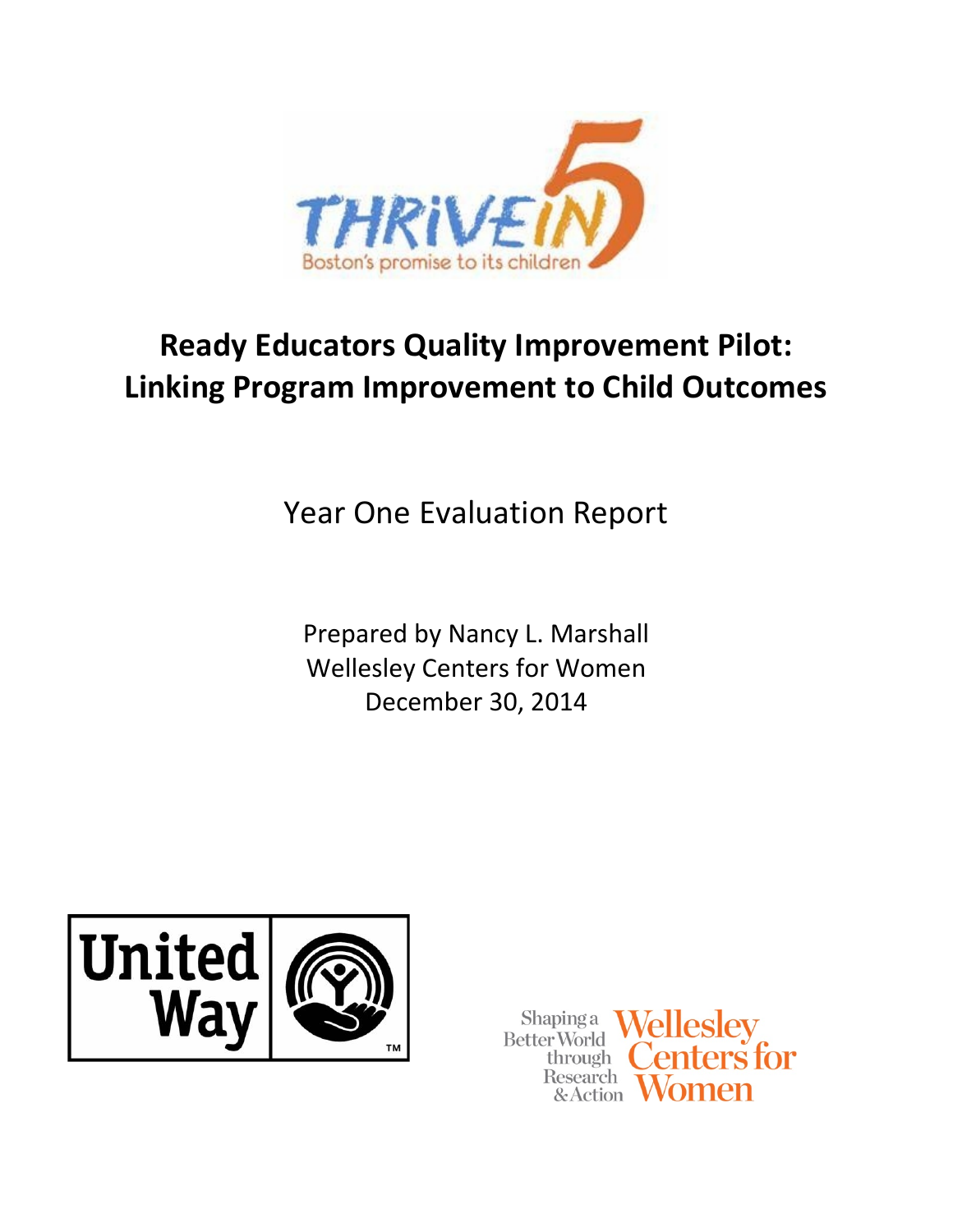# Ready Educators Quality Improvement Pilot: Linking Program Improvement to Child Outcomes

Year One Evaluation Report

Prepared by Nancy L. Marshall
Wellesley Centers for Women
December 30, 2014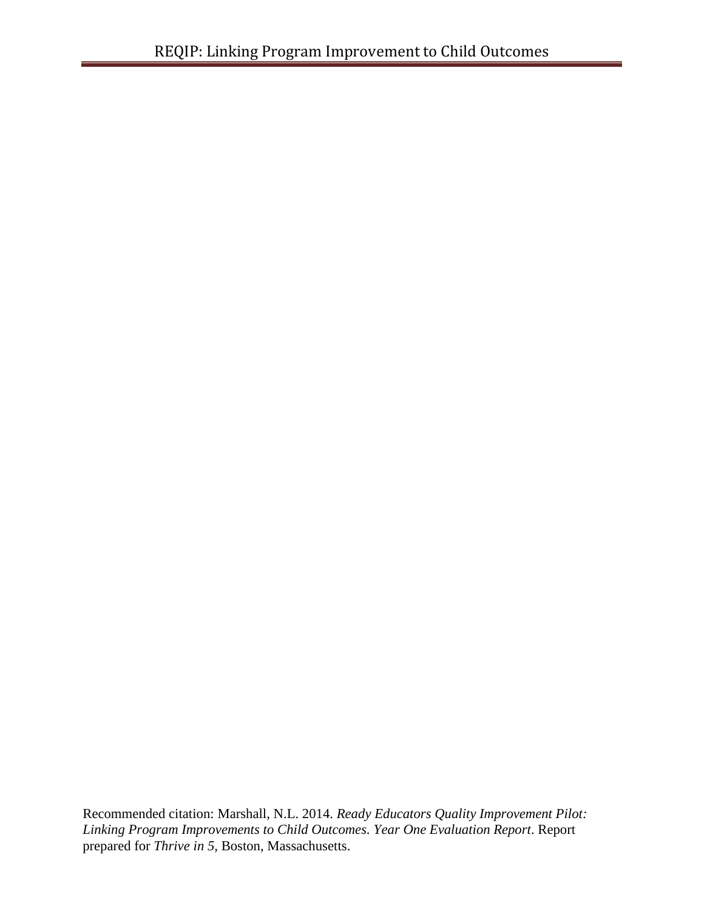Recommended citation: Marshall, N.L. 2014. *Ready Educators Quality Improvement Pilot: Linking Program Improvements to Child Outcomes. Year One Evaluation Report*. Report prepared for *Thrive in 5,* Boston, Massachusetts.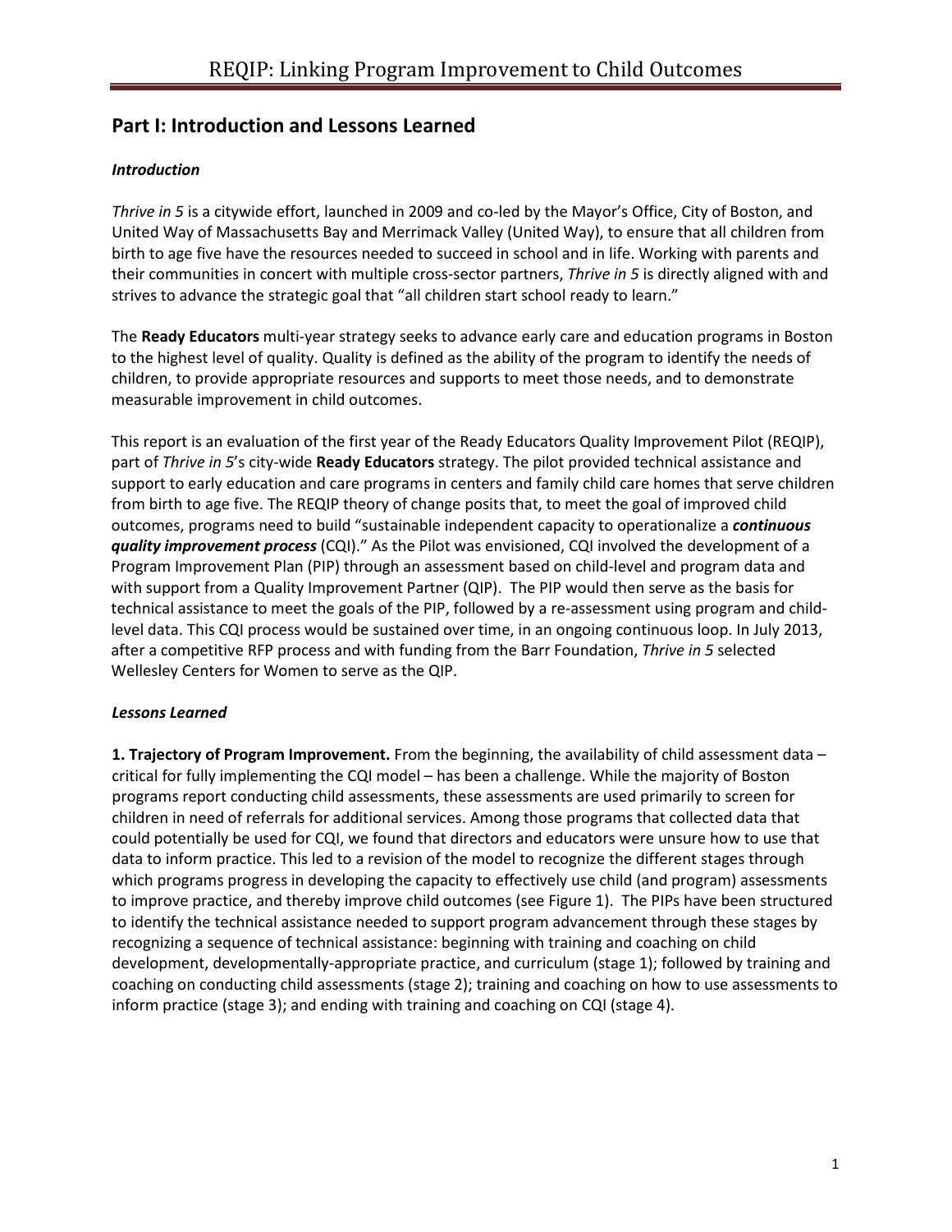## Part I: Introduction and Lessons Learned

### *Introduction*

*Thrive in 5* is a citywide effort, launched in 2009 and co-led by the Mayor's Office, City of Boston, and United Way of Massachusetts Bay and Merrimack Valley (United Way), to ensure that all children from birth to age five have the resources needed to succeed in school and in life. Working with parents and their communities in concert with multiple cross-sector partners, *Thrive in 5* is directly aligned with and strives to advance the strategic goal that "all children start school ready to learn."

The **Ready Educators** multi-year strategy seeks to advance early care and education programs in Boston to the highest level of quality. Quality is defined as the ability of the program to identify the needs of children, to provide appropriate resources and supports to meet those needs, and to demonstrate measurable improvement in child outcomes.

This report is an evaluation of the first year of the Ready Educators Quality Improvement Pilot (REQIP), part of *Thrive in 5*'s city-wide **Ready Educators** strategy. The pilot provided technical assistance and support to early education and care programs in centers and family child care homes that serve children from birth to age five. The REQIP theory of change posits that, to meet the goal of improved child outcomes, programs need to build "sustainable independent capacity to operationalize a ***continuous quality improvement process*** (CQI)." As the Pilot was envisioned, CQI involved the development of a Program Improvement Plan (PIP) through an assessment based on child-level and program data and with support from a Quality Improvement Partner (QIP). The PIP would then serve as the basis for technical assistance to meet the goals of the PIP, followed by a re-assessment using program and child-level data. This CQI process would be sustained over time, in an ongoing continuous loop. In July 2013, after a competitive RFP process and with funding from the Barr Foundation, *Thrive in 5* selected Wellesley Centers for Women to serve as the QIP.

### *Lessons Learned*

**1. Trajectory of Program Improvement.** From the beginning, the availability of child assessment data – critical for fully implementing the CQI model – has been a challenge. While the majority of Boston programs report conducting child assessments, these assessments are used primarily to screen for children in need of referrals for additional services. Among those programs that collected data that could potentially be used for CQI, we found that directors and educators were unsure how to use that data to inform practice. This led to a revision of the model to recognize the different stages through which programs progress in developing the capacity to effectively use child (and program) assessments to improve practice, and thereby improve child outcomes (see Figure 1). The PIPs have been structured to identify the technical assistance needed to support program advancement through these stages by recognizing a sequence of technical assistance: beginning with training and coaching on child development, developmentally-appropriate practice, and curriculum (stage 1); followed by training and coaching on conducting child assessments (stage 2); training and coaching on how to use assessments to inform practice (stage 3); and ending with training and coaching on CQI (stage 4).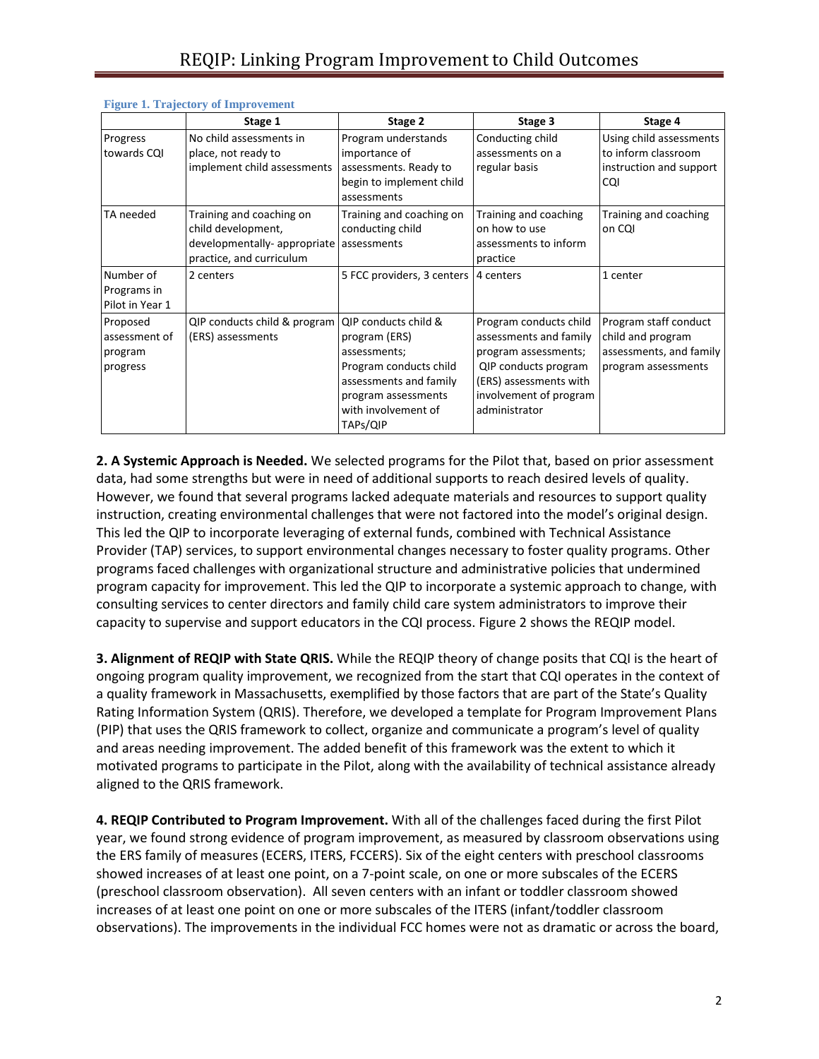**Figure 1. Trajectory of Improvement**

| | Stage 1 | Stage 2 | Stage 3 | Stage 4 |
|---|---|---|---|---|
| Progress towards CQI | No child assessments in place, not ready to implement child assessments | Program understands importance of assessments. Ready to begin to implement child assessments | Conducting child assessments on a regular basis | Using child assessments to inform classroom instruction and support CQI |
| TA needed | Training and coaching on child development, developmentally- appropriate practice, and curriculum | Training and coaching on conducting child assessments | Training and coaching on how to use assessments to inform practice | Training and coaching on CQI |
| Number of Programs in Pilot in Year 1 | 2 centers | 5 FCC providers, 3 centers | 4 centers | 1 center |
| Proposed assessment of program progress | QIP conducts child & program (ERS) assessments | QIP conducts child & program (ERS) assessments; Program conducts child assessments and family program assessments with involvement of TAPs/QIP | Program conducts child assessments and family program assessments; QIP conducts program (ERS) assessments with involvement of program administrator | Program staff conduct child and program assessments, and family program assessments |

**2. A Systemic Approach is Needed.** We selected programs for the Pilot that, based on prior assessment data, had some strengths but were in need of additional supports to reach desired levels of quality. However, we found that several programs lacked adequate materials and resources to support quality instruction, creating environmental challenges that were not factored into the model's original design. This led the QIP to incorporate leveraging of external funds, combined with Technical Assistance Provider (TAP) services, to support environmental changes necessary to foster quality programs. Other programs faced challenges with organizational structure and administrative policies that undermined program capacity for improvement. This led the QIP to incorporate a systemic approach to change, with consulting services to center directors and family child care system administrators to improve their capacity to supervise and support educators in the CQI process. Figure 2 shows the REQIP model.

**3. Alignment of REQIP with State QRIS.** While the REQIP theory of change posits that CQI is the heart of ongoing program quality improvement, we recognized from the start that CQI operates in the context of a quality framework in Massachusetts, exemplified by those factors that are part of the State's Quality Rating Information System (QRIS). Therefore, we developed a template for Program Improvement Plans (PIP) that uses the QRIS framework to collect, organize and communicate a program's level of quality and areas needing improvement. The added benefit of this framework was the extent to which it motivated programs to participate in the Pilot, along with the availability of technical assistance already aligned to the QRIS framework.

**4. REQIP Contributed to Program Improvement.** With all of the challenges faced during the first Pilot year, we found strong evidence of program improvement, as measured by classroom observations using the ERS family of measures (ECERS, ITERS, FCCERS). Six of the eight centers with preschool classrooms showed increases of at least one point, on a 7-point scale, on one or more subscales of the ECERS (preschool classroom observation). All seven centers with an infant or toddler classroom showed increases of at least one point on one or more subscales of the ITERS (infant/toddler classroom observations). The improvements in the individual FCC homes were not as dramatic or across the board,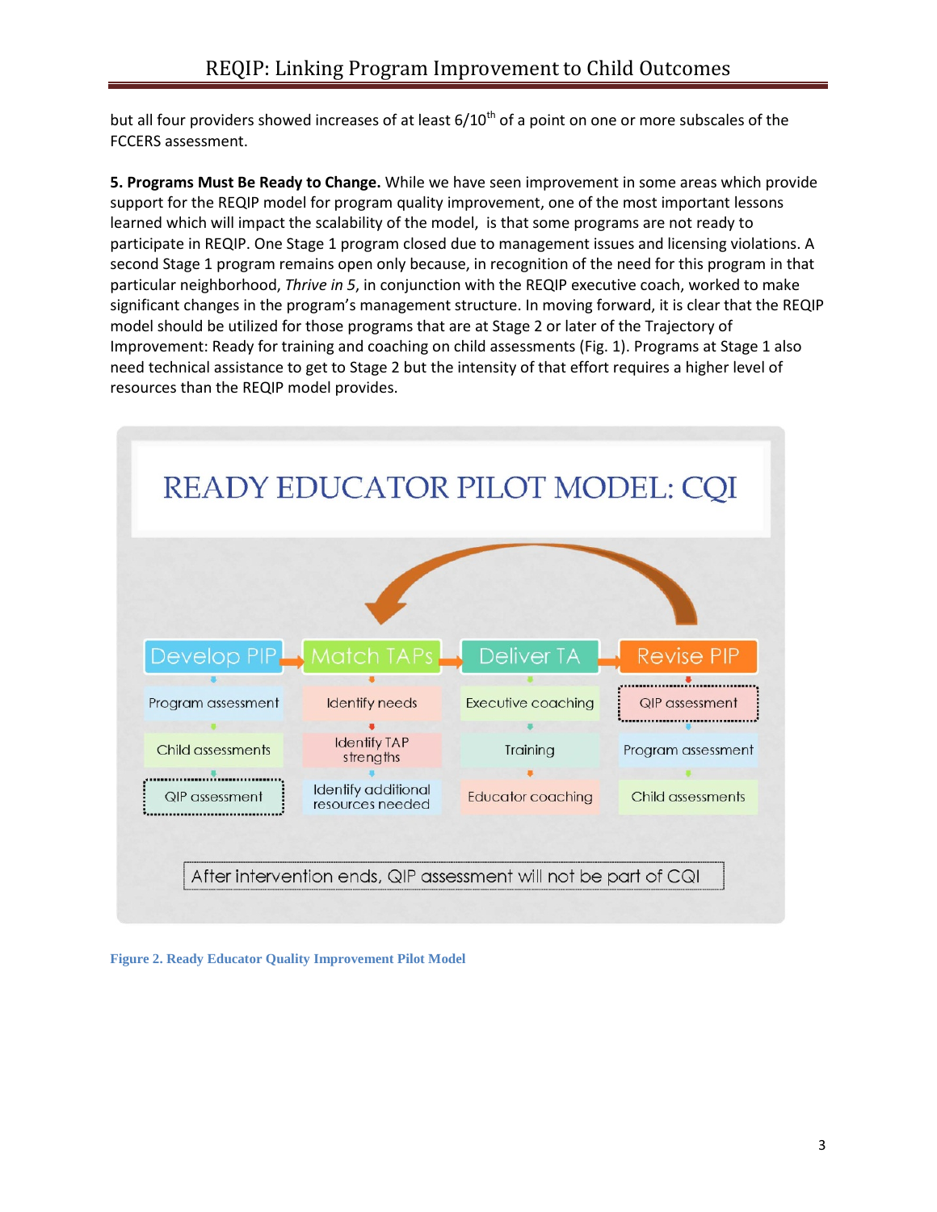but all four providers showed increases of at least 6/10th of a point on one or more subscales of the FCCERS assessment.

**5. Programs Must Be Ready to Change.** While we have seen improvement in some areas which provide support for the REQIP model for program quality improvement, one of the most important lessons learned which will impact the scalability of the model, is that some programs are not ready to participate in REQIP. One Stage 1 program closed due to management issues and licensing violations. A second Stage 1 program remains open only because, in recognition of the need for this program in that particular neighborhood, *Thrive in 5*, in conjunction with the REQIP executive coach, worked to make significant changes in the program's management structure. In moving forward, it is clear that the REQIP model should be utilized for those programs that are at Stage 2 or later of the Trajectory of Improvement: Ready for training and coaching on child assessments (Fig. 1). Programs at Stage 1 also need technical assistance to get to Stage 2 but the intensity of that effort requires a higher level of resources than the REQIP model provides.

READY EDUCATOR PILOT MODEL: CQI

| Develop PIP | Match TAPs | Deliver TA | Revise PIP |
|---|---|---|---|
| Program assessment | Identify needs | Executive coaching | QIP assessment |
| Child assessments | Identify TAP strengths | Training | Program assessment |
| QIP assessment | Identify additional resources needed | Educator coaching | Child assessments |

After intervention ends, QIP assessment will not be part of CQI

Figure 2. Ready Educator Quality Improvement Pilot Model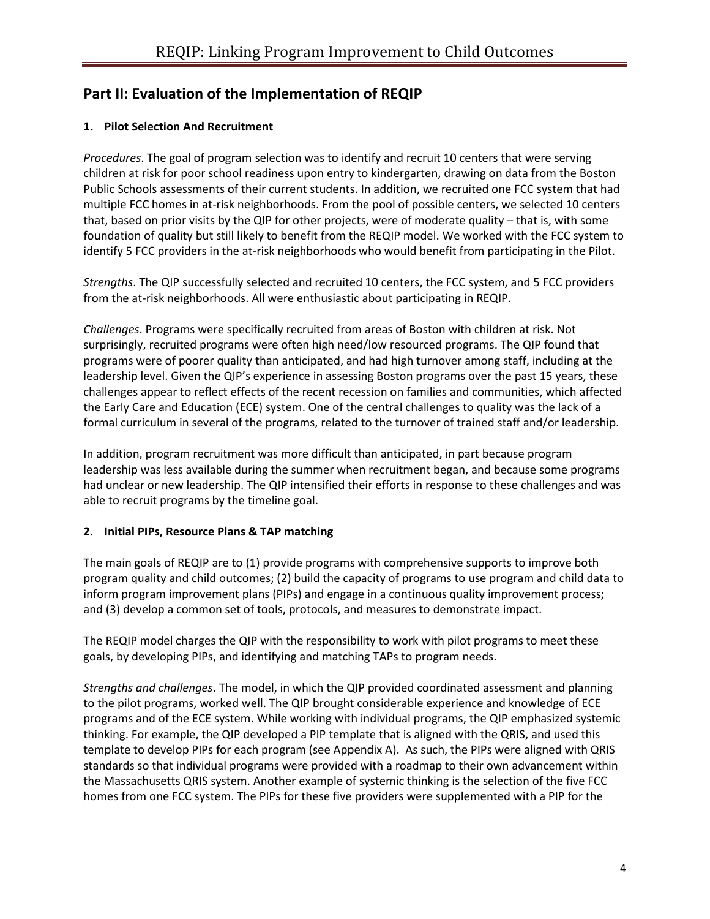## Part II: Evaluation of the Implementation of REQIP

### 1. Pilot Selection And Recruitment

*Procedures*. The goal of program selection was to identify and recruit 10 centers that were serving children at risk for poor school readiness upon entry to kindergarten, drawing on data from the Boston Public Schools assessments of their current students. In addition, we recruited one FCC system that had multiple FCC homes in at-risk neighborhoods. From the pool of possible centers, we selected 10 centers that, based on prior visits by the QIP for other projects, were of moderate quality – that is, with some foundation of quality but still likely to benefit from the REQIP model. We worked with the FCC system to identify 5 FCC providers in the at-risk neighborhoods who would benefit from participating in the Pilot.

*Strengths*. The QIP successfully selected and recruited 10 centers, the FCC system, and 5 FCC providers from the at-risk neighborhoods. All were enthusiastic about participating in REQIP.

*Challenges*. Programs were specifically recruited from areas of Boston with children at risk. Not surprisingly, recruited programs were often high need/low resourced programs. The QIP found that programs were of poorer quality than anticipated, and had high turnover among staff, including at the leadership level. Given the QIP's experience in assessing Boston programs over the past 15 years, these challenges appear to reflect effects of the recent recession on families and communities, which affected the Early Care and Education (ECE) system. One of the central challenges to quality was the lack of a formal curriculum in several of the programs, related to the turnover of trained staff and/or leadership.

In addition, program recruitment was more difficult than anticipated, in part because program leadership was less available during the summer when recruitment began, and because some programs had unclear or new leadership. The QIP intensified their efforts in response to these challenges and was able to recruit programs by the timeline goal.

### 2. Initial PIPs, Resource Plans & TAP matching

The main goals of REQIP are to (1) provide programs with comprehensive supports to improve both program quality and child outcomes; (2) build the capacity of programs to use program and child data to inform program improvement plans (PIPs) and engage in a continuous quality improvement process; and (3) develop a common set of tools, protocols, and measures to demonstrate impact.

The REQIP model charges the QIP with the responsibility to work with pilot programs to meet these goals, by developing PIPs, and identifying and matching TAPs to program needs.

*Strengths and challenges*. The model, in which the QIP provided coordinated assessment and planning to the pilot programs, worked well. The QIP brought considerable experience and knowledge of ECE programs and of the ECE system. While working with individual programs, the QIP emphasized systemic thinking. For example, the QIP developed a PIP template that is aligned with the QRIS, and used this template to develop PIPs for each program (see Appendix A). As such, the PIPs were aligned with QRIS standards so that individual programs were provided with a roadmap to their own advancement within the Massachusetts QRIS system. Another example of systemic thinking is the selection of the five FCC homes from one FCC system. The PIPs for these five providers were supplemented with a PIP for the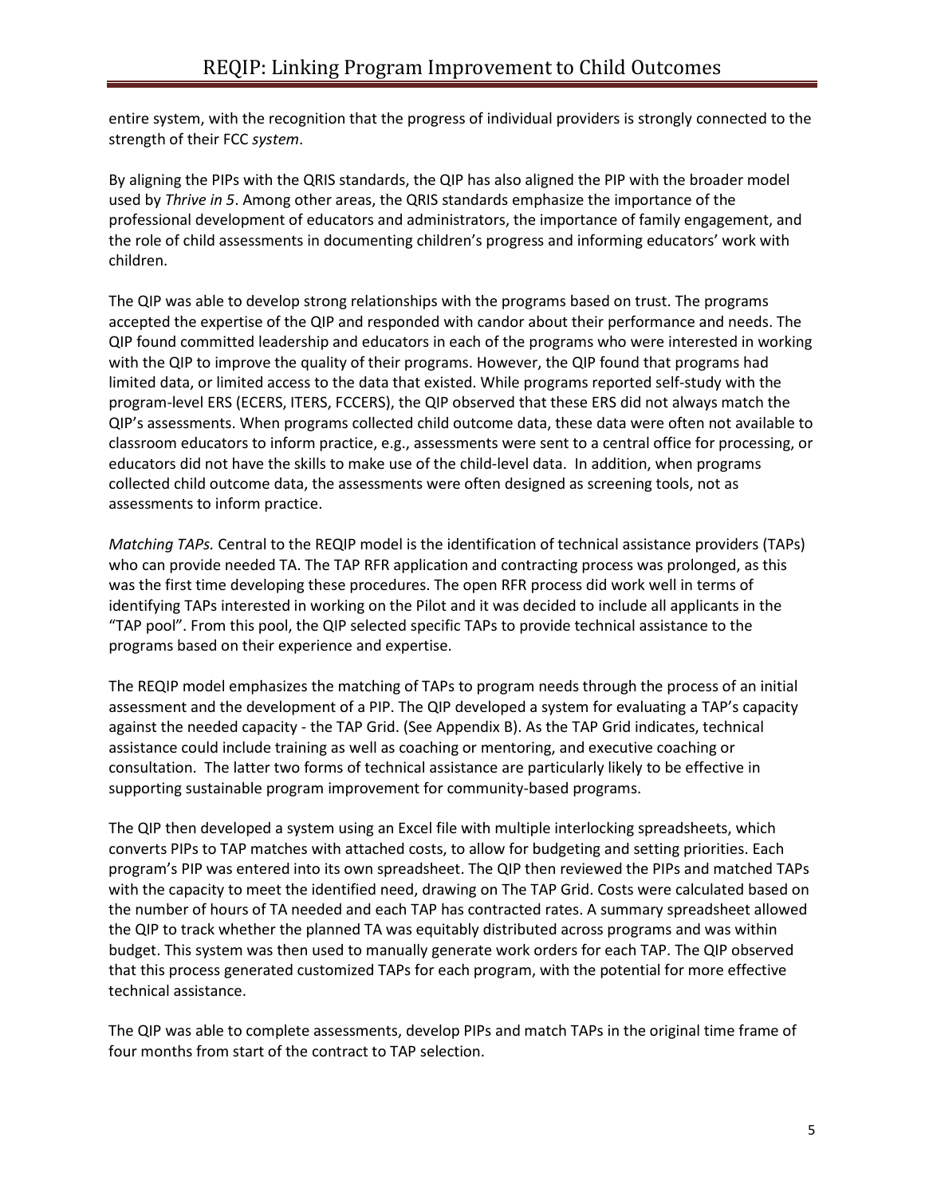entire system, with the recognition that the progress of individual providers is strongly connected to the strength of their FCC *system*.

By aligning the PIPs with the QRIS standards, the QIP has also aligned the PIP with the broader model used by *Thrive in 5*. Among other areas, the QRIS standards emphasize the importance of the professional development of educators and administrators, the importance of family engagement, and the role of child assessments in documenting children's progress and informing educators' work with children.

The QIP was able to develop strong relationships with the programs based on trust. The programs accepted the expertise of the QIP and responded with candor about their performance and needs. The QIP found committed leadership and educators in each of the programs who were interested in working with the QIP to improve the quality of their programs. However, the QIP found that programs had limited data, or limited access to the data that existed. While programs reported self-study with the program-level ERS (ECERS, ITERS, FCCERS), the QIP observed that these ERS did not always match the QIP's assessments. When programs collected child outcome data, these data were often not available to classroom educators to inform practice, e.g., assessments were sent to a central office for processing, or educators did not have the skills to make use of the child-level data. In addition, when programs collected child outcome data, the assessments were often designed as screening tools, not as assessments to inform practice.

*Matching TAPs.* Central to the REQIP model is the identification of technical assistance providers (TAPs) who can provide needed TA. The TAP RFR application and contracting process was prolonged, as this was the first time developing these procedures. The open RFR process did work well in terms of identifying TAPs interested in working on the Pilot and it was decided to include all applicants in the "TAP pool". From this pool, the QIP selected specific TAPs to provide technical assistance to the programs based on their experience and expertise.

The REQIP model emphasizes the matching of TAPs to program needs through the process of an initial assessment and the development of a PIP. The QIP developed a system for evaluating a TAP's capacity against the needed capacity - the TAP Grid. (See Appendix B). As the TAP Grid indicates, technical assistance could include training as well as coaching or mentoring, and executive coaching or consultation. The latter two forms of technical assistance are particularly likely to be effective in supporting sustainable program improvement for community-based programs.

The QIP then developed a system using an Excel file with multiple interlocking spreadsheets, which converts PIPs to TAP matches with attached costs, to allow for budgeting and setting priorities. Each program's PIP was entered into its own spreadsheet. The QIP then reviewed the PIPs and matched TAPs with the capacity to meet the identified need, drawing on The TAP Grid. Costs were calculated based on the number of hours of TA needed and each TAP has contracted rates. A summary spreadsheet allowed the QIP to track whether the planned TA was equitably distributed across programs and was within budget. This system was then used to manually generate work orders for each TAP. The QIP observed that this process generated customized TAPs for each program, with the potential for more effective technical assistance.

The QIP was able to complete assessments, develop PIPs and match TAPs in the original time frame of four months from start of the contract to TAP selection.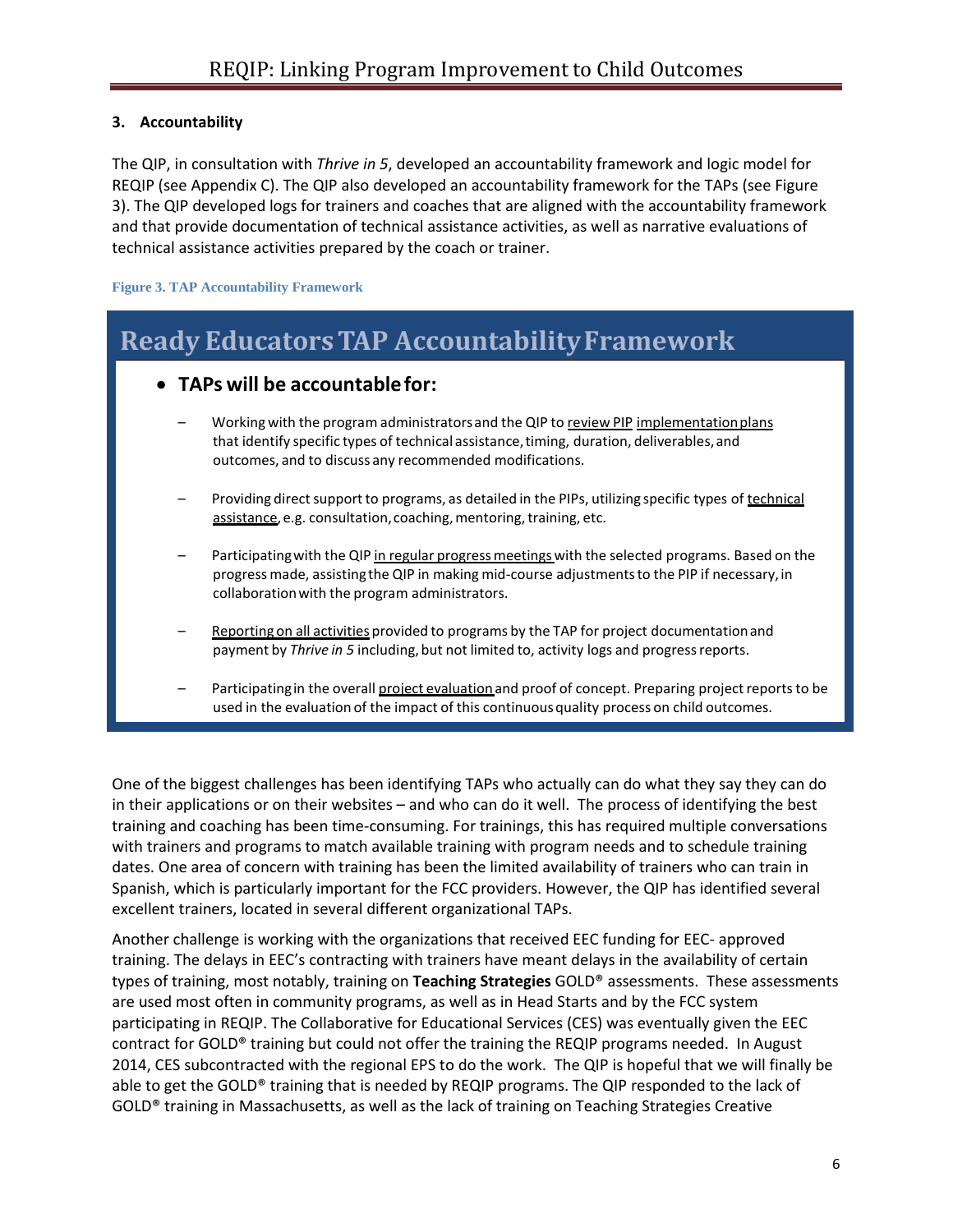### 3. Accountability

The QIP, in consultation with *Thrive in 5*, developed an accountability framework and logic model for REQIP (see Appendix C). The QIP also developed an accountability framework for the TAPs (see Figure 3). The QIP developed logs for trainers and coaches that are aligned with the accountability framework and that provide documentation of technical assistance activities, as well as narrative evaluations of technical assistance activities prepared by the coach or trainer.

**Figure 3. TAP Accountability Framework**

## Ready Educators TAP Accountability Framework

- **TAPs will be accountable for:**
  - Working with the program administrators and the QIP to review PIP implementation plans that identify specific types of technical assistance, timing, duration, deliverables, and outcomes, and to discuss any recommended modifications.
  - Providing direct support to programs, as detailed in the PIPs, utilizing specific types of technical assistance, e.g. consultation, coaching, mentoring, training, etc.
  - Participating with the QIP in regular progress meetings with the selected programs. Based on the progress made, assisting the QIP in making mid-course adjustments to the PIP if necessary, in collaboration with the program administrators.
  - Reporting on all activities provided to programs by the TAP for project documentation and payment by *Thrive in 5* including, but not limited to, activity logs and progress reports.
  - Participating in the overall project evaluation and proof of concept. Preparing project reports to be used in the evaluation of the impact of this continuous quality process on child outcomes.

One of the biggest challenges has been identifying TAPs who actually can do what they say they can do in their applications or on their websites – and who can do it well. The process of identifying the best training and coaching has been time-consuming. For trainings, this has required multiple conversations with trainers and programs to match available training with program needs and to schedule training dates. One area of concern with training has been the limited availability of trainers who can train in Spanish, which is particularly important for the FCC providers. However, the QIP has identified several excellent trainers, located in several different organizational TAPs.

Another challenge is working with the organizations that received EEC funding for EEC- approved training. The delays in EEC's contracting with trainers have meant delays in the availability of certain types of training, most notably, training on **Teaching Strategies** GOLD® assessments. These assessments are used most often in community programs, as well as in Head Starts and by the FCC system participating in REQIP. The Collaborative for Educational Services (CES) was eventually given the EEC contract for GOLD® training but could not offer the training the REQIP programs needed. In August 2014, CES subcontracted with the regional EPS to do the work. The QIP is hopeful that we will finally be able to get the GOLD® training that is needed by REQIP programs. The QIP responded to the lack of GOLD® training in Massachusetts, as well as the lack of training on Teaching Strategies Creative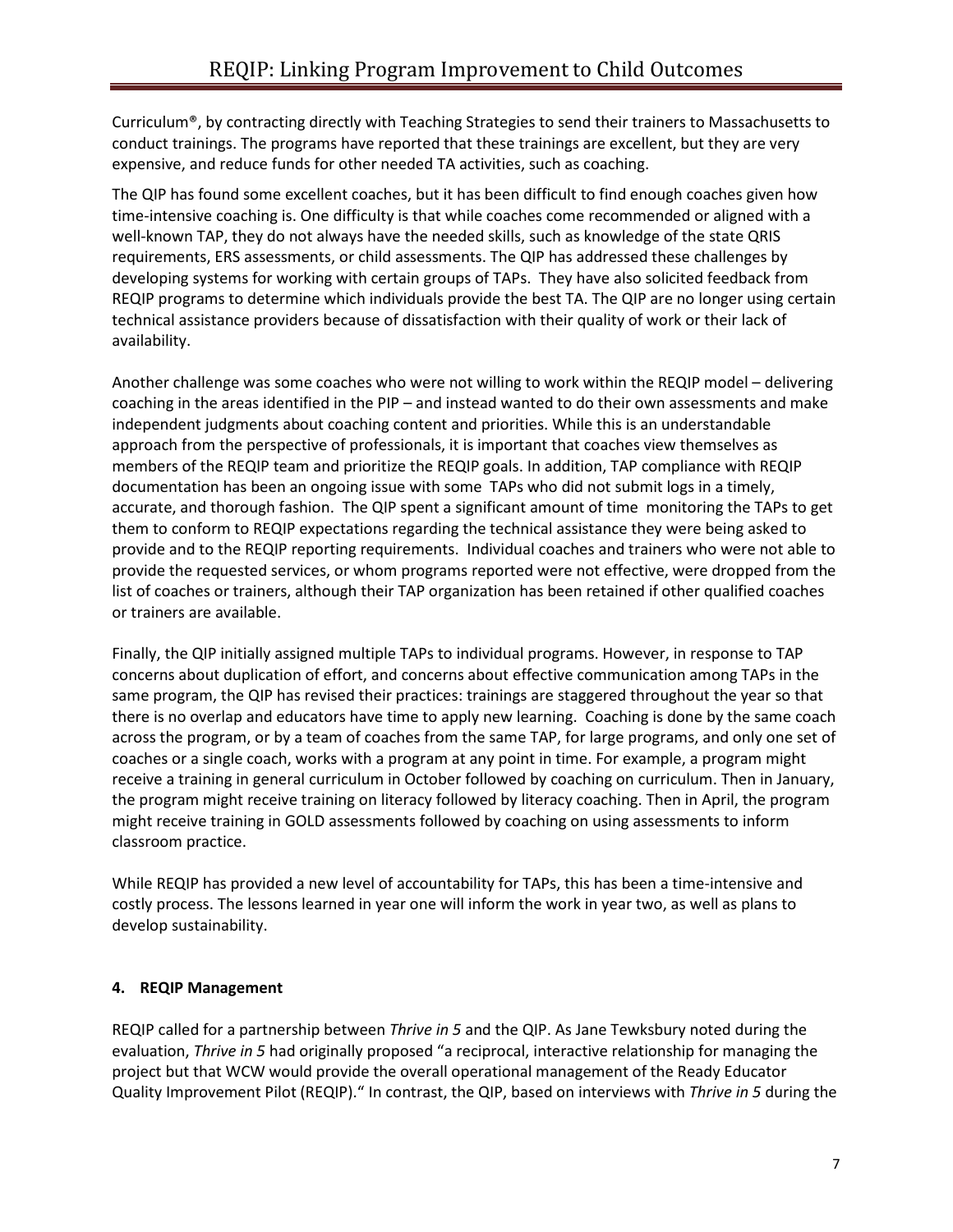Curriculum®, by contracting directly with Teaching Strategies to send their trainers to Massachusetts to conduct trainings. The programs have reported that these trainings are excellent, but they are very expensive, and reduce funds for other needed TA activities, such as coaching.

The QIP has found some excellent coaches, but it has been difficult to find enough coaches given how time-intensive coaching is. One difficulty is that while coaches come recommended or aligned with a well-known TAP, they do not always have the needed skills, such as knowledge of the state QRIS requirements, ERS assessments, or child assessments. The QIP has addressed these challenges by developing systems for working with certain groups of TAPs. They have also solicited feedback from REQIP programs to determine which individuals provide the best TA. The QIP are no longer using certain technical assistance providers because of dissatisfaction with their quality of work or their lack of availability.

Another challenge was some coaches who were not willing to work within the REQIP model – delivering coaching in the areas identified in the PIP – and instead wanted to do their own assessments and make independent judgments about coaching content and priorities. While this is an understandable approach from the perspective of professionals, it is important that coaches view themselves as members of the REQIP team and prioritize the REQIP goals. In addition, TAP compliance with REQIP documentation has been an ongoing issue with some TAPs who did not submit logs in a timely, accurate, and thorough fashion. The QIP spent a significant amount of time monitoring the TAPs to get them to conform to REQIP expectations regarding the technical assistance they were being asked to provide and to the REQIP reporting requirements. Individual coaches and trainers who were not able to provide the requested services, or whom programs reported were not effective, were dropped from the list of coaches or trainers, although their TAP organization has been retained if other qualified coaches or trainers are available.

Finally, the QIP initially assigned multiple TAPs to individual programs. However, in response to TAP concerns about duplication of effort, and concerns about effective communication among TAPs in the same program, the QIP has revised their practices: trainings are staggered throughout the year so that there is no overlap and educators have time to apply new learning. Coaching is done by the same coach across the program, or by a team of coaches from the same TAP, for large programs, and only one set of coaches or a single coach, works with a program at any point in time. For example, a program might receive a training in general curriculum in October followed by coaching on curriculum. Then in January, the program might receive training on literacy followed by literacy coaching. Then in April, the program might receive training in GOLD assessments followed by coaching on using assessments to inform classroom practice.

While REQIP has provided a new level of accountability for TAPs, this has been a time-intensive and costly process. The lessons learned in year one will inform the work in year two, as well as plans to develop sustainability.

#### 4. REQIP Management

REQIP called for a partnership between *Thrive in 5* and the QIP. As Jane Tewksbury noted during the evaluation, *Thrive in 5* had originally proposed "a reciprocal, interactive relationship for managing the project but that WCW would provide the overall operational management of the Ready Educator Quality Improvement Pilot (REQIP)." In contrast, the QIP, based on interviews with *Thrive in 5* during the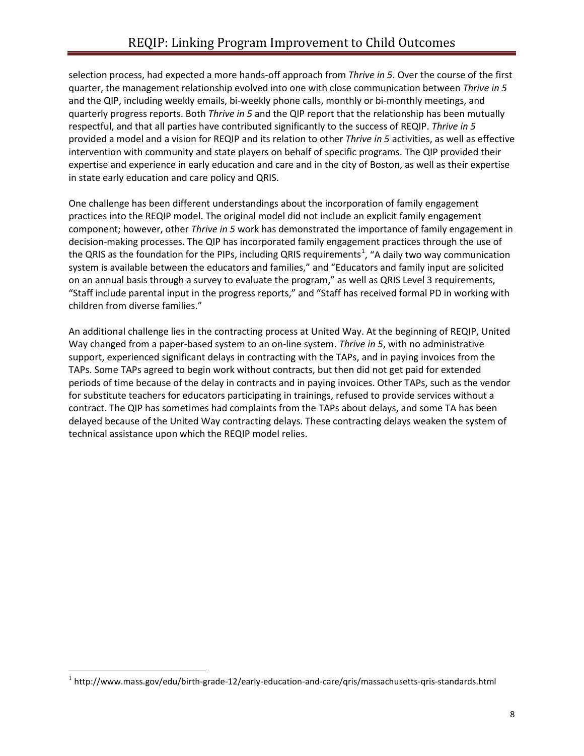selection process, had expected a more hands-off approach from *Thrive in 5*. Over the course of the first quarter, the management relationship evolved into one with close communication between *Thrive in 5* and the QIP, including weekly emails, bi-weekly phone calls, monthly or bi-monthly meetings, and quarterly progress reports. Both *Thrive in 5* and the QIP report that the relationship has been mutually respectful, and that all parties have contributed significantly to the success of REQIP. *Thrive in 5* provided a model and a vision for REQIP and its relation to other *Thrive in 5* activities, as well as effective intervention with community and state players on behalf of specific programs. The QIP provided their expertise and experience in early education and care and in the city of Boston, as well as their expertise in state early education and care policy and QRIS.

One challenge has been different understandings about the incorporation of family engagement practices into the REQIP model. The original model did not include an explicit family engagement component; however, other *Thrive in 5* work has demonstrated the importance of family engagement in decision-making processes. The QIP has incorporated family engagement practices through the use of the QRIS as the foundation for the PIPs, including QRIS requirements[1], "A daily two way communication system is available between the educators and families," and "Educators and family input are solicited on an annual basis through a survey to evaluate the program," as well as QRIS Level 3 requirements, "Staff include parental input in the progress reports," and "Staff has received formal PD in working with children from diverse families."

An additional challenge lies in the contracting process at United Way. At the beginning of REQIP, United Way changed from a paper-based system to an on-line system. *Thrive in 5*, with no administrative support, experienced significant delays in contracting with the TAPs, and in paying invoices from the TAPs. Some TAPs agreed to begin work without contracts, but then did not get paid for extended periods of time because of the delay in contracts and in paying invoices. Other TAPs, such as the vendor for substitute teachers for educators participating in trainings, refused to provide services without a contract. The QIP has sometimes had complaints from the TAPs about delays, and some TA has been delayed because of the United Way contracting delays. These contracting delays weaken the system of technical assistance upon which the REQIP model relies.

[1] http://www.mass.gov/edu/birth-grade-12/early-education-and-care/qris/massachusetts-qris-standards.html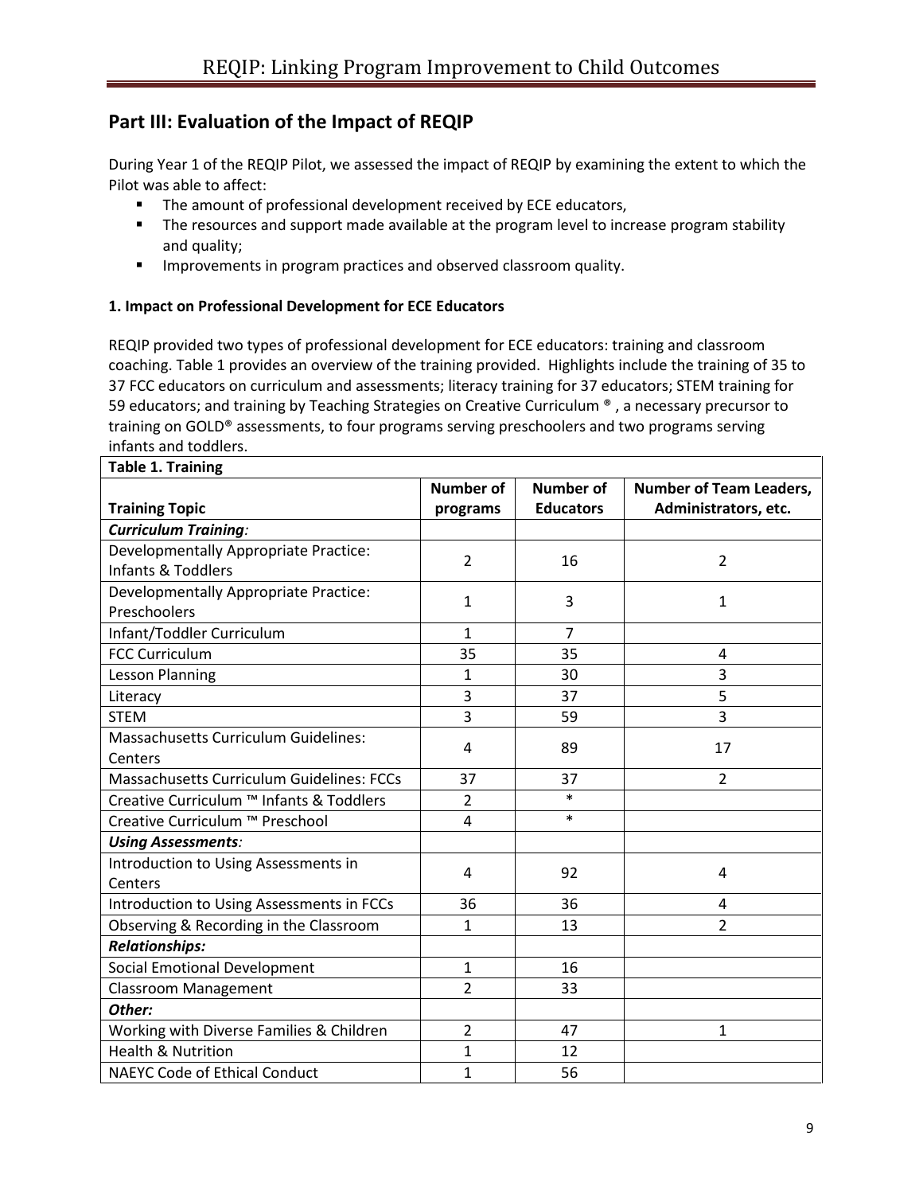## Part III: Evaluation of the Impact of REQIP

During Year 1 of the REQIP Pilot, we assessed the impact of REQIP by examining the extent to which the Pilot was able to affect:

- The amount of professional development received by ECE educators,
- The resources and support made available at the program level to increase program stability and quality;
- Improvements in program practices and observed classroom quality.

### 1. Impact on Professional Development for ECE Educators

REQIP provided two types of professional development for ECE educators: training and classroom coaching. Table 1 provides an overview of the training provided. Highlights include the training of 35 to 37 FCC educators on curriculum and assessments; literacy training for 37 educators; STEM training for 59 educators; and training by Teaching Strategies on Creative Curriculum ®, a necessary precursor to training on GOLD® assessments, to four programs serving preschoolers and two programs serving infants and toddlers.

**Table 1. Training**

| Training Topic | Number of programs | Number of Educators | Number of Team Leaders, Administrators, etc. |
|---|---|---|---|
| ***Curriculum Training:*** | | | |
| Developmentally Appropriate Practice: Infants & Toddlers | 2 | 16 | 2 |
| Developmentally Appropriate Practice: Preschoolers | 1 | 3 | 1 |
| Infant/Toddler Curriculum | 1 | 7 | |
| FCC Curriculum | 35 | 35 | 4 |
| Lesson Planning | 1 | 30 | 3 |
| Literacy | 3 | 37 | 5 |
| STEM | 3 | 59 | 3 |
| Massachusetts Curriculum Guidelines: Centers | 4 | 89 | 17 |
| Massachusetts Curriculum Guidelines: FCCs | 37 | 37 | 2 |
| Creative Curriculum ™ Infants & Toddlers | 2 | * | |
| Creative Curriculum ™ Preschool | 4 | * | |
| ***Using Assessments:*** | | | |
| Introduction to Using Assessments in Centers | 4 | 92 | 4 |
| Introduction to Using Assessments in FCCs | 36 | 36 | 4 |
| Observing & Recording in the Classroom | 1 | 13 | 2 |
| ***Relationships:*** | | | |
| Social Emotional Development | 1 | 16 | |
| Classroom Management | 2 | 33 | |
| ***Other:*** | | | |
| Working with Diverse Families & Children | 2 | 47 | 1 |
| Health & Nutrition | 1 | 12 | |
| NAEYC Code of Ethical Conduct | 1 | 56 | |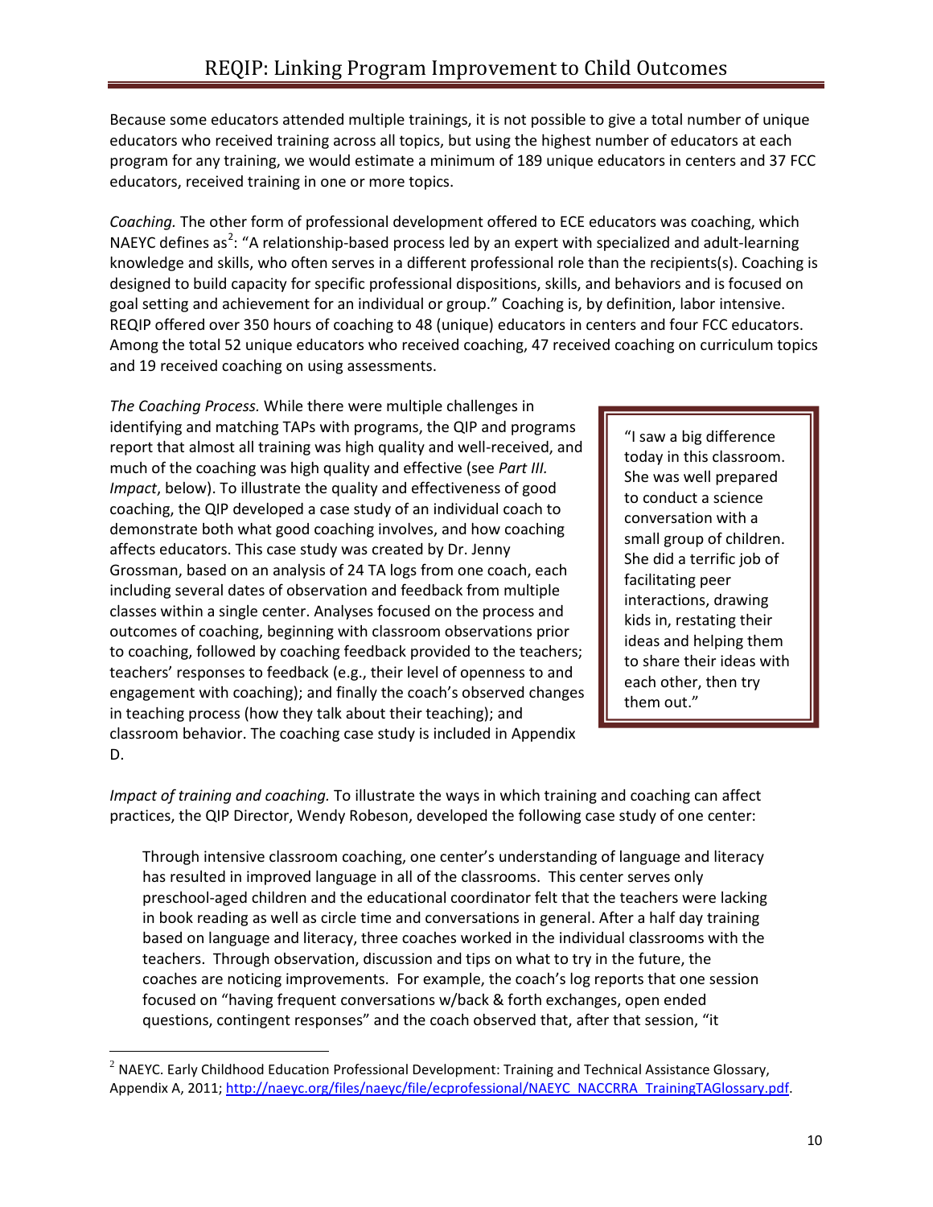Because some educators attended multiple trainings, it is not possible to give a total number of unique educators who received training across all topics, but using the highest number of educators at each program for any training, we would estimate a minimum of 189 unique educators in centers and 37 FCC educators, received training in one or more topics.

*Coaching.* The other form of professional development offered to ECE educators was coaching, which NAEYC defines as[2]: "A relationship-based process led by an expert with specialized and adult-learning knowledge and skills, who often serves in a different professional role than the recipients(s). Coaching is designed to build capacity for specific professional dispositions, skills, and behaviors and is focused on goal setting and achievement for an individual or group." Coaching is, by definition, labor intensive. REQIP offered over 350 hours of coaching to 48 (unique) educators in centers and four FCC educators. Among the total 52 unique educators who received coaching, 47 received coaching on curriculum topics and 19 received coaching on using assessments.

*The Coaching Process.* While there were multiple challenges in identifying and matching TAPs with programs, the QIP and programs report that almost all training was high quality and well-received, and much of the coaching was high quality and effective (see *Part III. Impact*, below). To illustrate the quality and effectiveness of good coaching, the QIP developed a case study of an individual coach to demonstrate both what good coaching involves, and how coaching affects educators. This case study was created by Dr. Jenny Grossman, based on an analysis of 24 TA logs from one coach, each including several dates of observation and feedback from multiple classes within a single center. Analyses focused on the process and outcomes of coaching, beginning with classroom observations prior to coaching, followed by coaching feedback provided to the teachers; teachers' responses to feedback (e.g., their level of openness to and engagement with coaching); and finally the coach's observed changes in teaching process (how they talk about their teaching); and classroom behavior. The coaching case study is included in Appendix D.

> "I saw a big difference today in this classroom. She was well prepared to conduct a science conversation with a small group of children. She did a terrific job of facilitating peer interactions, drawing kids in, restating their ideas and helping them to share their ideas with each other, then try them out."

*Impact of training and coaching.* To illustrate the ways in which training and coaching can affect practices, the QIP Director, Wendy Robeson, developed the following case study of one center:

> Through intensive classroom coaching, one center's understanding of language and literacy has resulted in improved language in all of the classrooms. This center serves only preschool-aged children and the educational coordinator felt that the teachers were lacking in book reading as well as circle time and conversations in general. After a half day training based on language and literacy, three coaches worked in the individual classrooms with the teachers. Through observation, discussion and tips on what to try in the future, the coaches are noticing improvements. For example, the coach's log reports that one session focused on "having frequent conversations w/back & forth exchanges, open ended questions, contingent responses" and the coach observed that, after that session, "it

[2] NAEYC. Early Childhood Education Professional Development: Training and Technical Assistance Glossary, Appendix A, 2011; http://naeyc.org/files/naeyc/file/ecprofessional/NAEYC_NACCRRA_TrainingTAGlossary.pdf.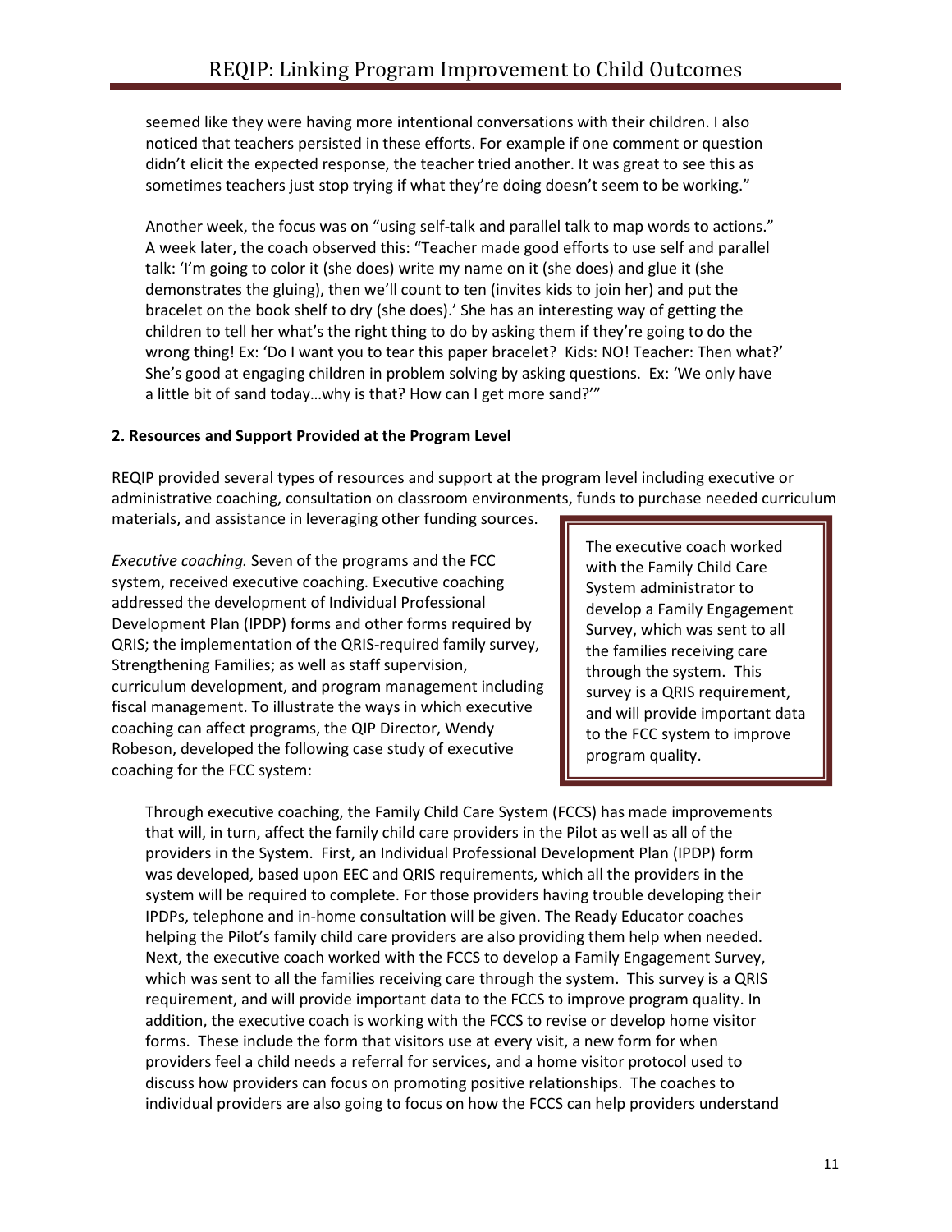seemed like they were having more intentional conversations with their children. I also noticed that teachers persisted in these efforts. For example if one comment or question didn't elicit the expected response, the teacher tried another. It was great to see this as sometimes teachers just stop trying if what they're doing doesn't seem to be working."

Another week, the focus was on "using self-talk and parallel talk to map words to actions." A week later, the coach observed this: "Teacher made good efforts to use self and parallel talk: 'I'm going to color it (she does) write my name on it (she does) and glue it (she demonstrates the gluing), then we'll count to ten (invites kids to join her) and put the bracelet on the book shelf to dry (she does).' She has an interesting way of getting the children to tell her what's the right thing to do by asking them if they're going to do the wrong thing! Ex: 'Do I want you to tear this paper bracelet? Kids: NO! Teacher: Then what?' She's good at engaging children in problem solving by asking questions. Ex: 'We only have a little bit of sand today…why is that? How can I get more sand?'"

**2. Resources and Support Provided at the Program Level**

REQIP provided several types of resources and support at the program level including executive or administrative coaching, consultation on classroom environments, funds to purchase needed curriculum materials, and assistance in leveraging other funding sources.

*Executive coaching.* Seven of the programs and the FCC system, received executive coaching. Executive coaching addressed the development of Individual Professional Development Plan (IPDP) forms and other forms required by QRIS; the implementation of the QRIS-required family survey, Strengthening Families; as well as staff supervision, curriculum development, and program management including fiscal management. To illustrate the ways in which executive coaching can affect programs, the QIP Director, Wendy Robeson, developed the following case study of executive coaching for the FCC system:

> The executive coach worked with the Family Child Care System administrator to develop a Family Engagement Survey, which was sent to all the families receiving care through the system. This survey is a QRIS requirement, and will provide important data to the FCC system to improve program quality.

Through executive coaching, the Family Child Care System (FCCS) has made improvements that will, in turn, affect the family child care providers in the Pilot as well as all of the providers in the System. First, an Individual Professional Development Plan (IPDP) form was developed, based upon EEC and QRIS requirements, which all the providers in the system will be required to complete. For those providers having trouble developing their IPDPs, telephone and in-home consultation will be given. The Ready Educator coaches helping the Pilot's family child care providers are also providing them help when needed. Next, the executive coach worked with the FCCS to develop a Family Engagement Survey, which was sent to all the families receiving care through the system. This survey is a QRIS requirement, and will provide important data to the FCCS to improve program quality. In addition, the executive coach is working with the FCCS to revise or develop home visitor forms. These include the form that visitors use at every visit, a new form for when providers feel a child needs a referral for services, and a home visitor protocol used to discuss how providers can focus on promoting positive relationships. The coaches to individual providers are also going to focus on how the FCCS can help providers understand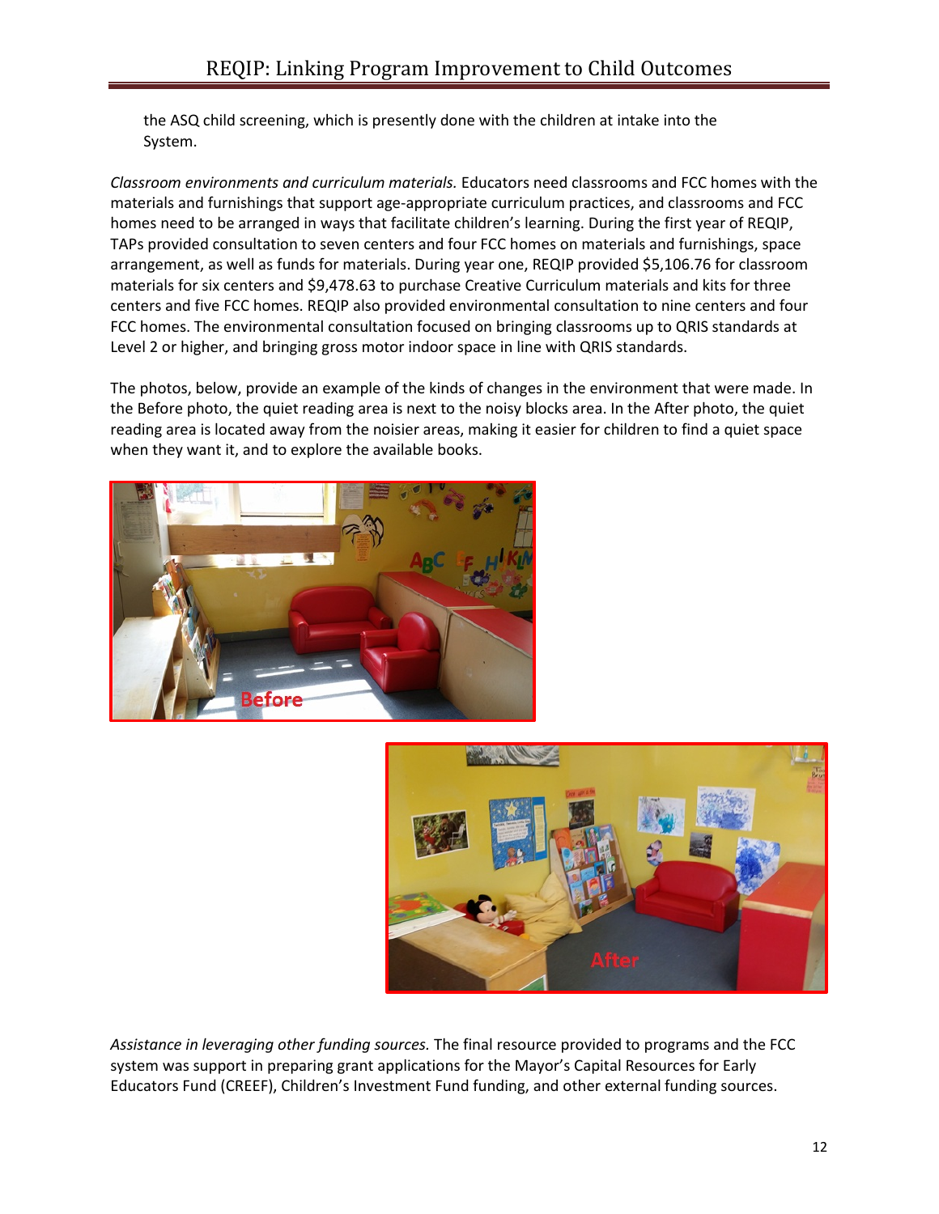the ASQ child screening, which is presently done with the children at intake into the System.

*Classroom environments and curriculum materials.* Educators need classrooms and FCC homes with the materials and furnishings that support age-appropriate curriculum practices, and classrooms and FCC homes need to be arranged in ways that facilitate children's learning. During the first year of REQIP, TAPs provided consultation to seven centers and four FCC homes on materials and furnishings, space arrangement, as well as funds for materials. During year one, REQIP provided $5,106.76 for classroom materials for six centers and $9,478.63 to purchase Creative Curriculum materials and kits for three centers and five FCC homes. REQIP also provided environmental consultation to nine centers and four FCC homes. The environmental consultation focused on bringing classrooms up to QRIS standards at Level 2 or higher, and bringing gross motor indoor space in line with QRIS standards.

The photos, below, provide an example of the kinds of changes in the environment that were made. In the Before photo, the quiet reading area is next to the noisy blocks area. In the After photo, the quiet reading area is located away from the noisier areas, making it easier for children to find a quiet space when they want it, and to explore the available books.

Before

After

*Assistance in leveraging other funding sources.* The final resource provided to programs and the FCC system was support in preparing grant applications for the Mayor's Capital Resources for Early Educators Fund (CREEF), Children's Investment Fund funding, and other external funding sources.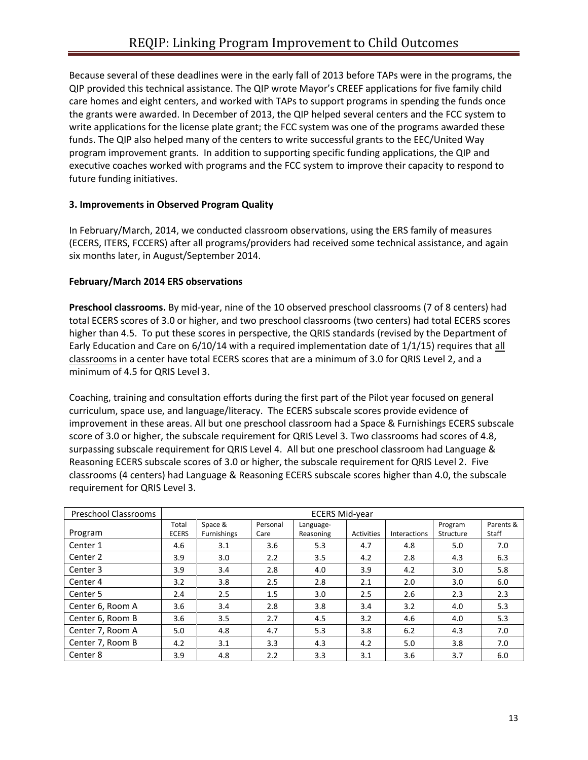Because several of these deadlines were in the early fall of 2013 before TAPs were in the programs, the QIP provided this technical assistance. The QIP wrote Mayor's CREEF applications for five family child care homes and eight centers, and worked with TAPs to support programs in spending the funds once the grants were awarded. In December of 2013, the QIP helped several centers and the FCC system to write applications for the license plate grant; the FCC system was one of the programs awarded these funds. The QIP also helped many of the centers to write successful grants to the EEC/United Way program improvement grants. In addition to supporting specific funding applications, the QIP and executive coaches worked with programs and the FCC system to improve their capacity to respond to future funding initiatives.

### 3. Improvements in Observed Program Quality

In February/March, 2014, we conducted classroom observations, using the ERS family of measures (ECERS, ITERS, FCCERS) after all programs/providers had received some technical assistance, and again six months later, in August/September 2014.

#### February/March 2014 ERS observations

**Preschool classrooms.** By mid-year, nine of the 10 observed preschool classrooms (7 of 8 centers) had total ECERS scores of 3.0 or higher, and two preschool classrooms (two centers) had total ECERS scores higher than 4.5. To put these scores in perspective, the QRIS standards (revised by the Department of Early Education and Care on 6/10/14 with a required implementation date of 1/1/15) requires that <u>all classrooms</u> in a center have total ECERS scores that are a minimum of 3.0 for QRIS Level 2, and a minimum of 4.5 for QRIS Level 3.

Coaching, training and consultation efforts during the first part of the Pilot year focused on general curriculum, space use, and language/literacy. The ECERS subscale scores provide evidence of improvement in these areas. All but one preschool classroom had a Space & Furnishings ECERS subscale score of 3.0 or higher, the subscale requirement for QRIS Level 3. Two classrooms had scores of 4.8, surpassing subscale requirement for QRIS Level 4. All but one preschool classroom had Language & Reasoning ECERS subscale scores of 3.0 or higher, the subscale requirement for QRIS Level 2. Five classrooms (4 centers) had Language & Reasoning ECERS subscale scores higher than 4.0, the subscale requirement for QRIS Level 3.

| Preschool Classrooms | ECERS Mid-year | | | | | | | |
|---|---|---|---|---|---|---|---|---|
| Program | Total ECERS | Space & Furnishings | Personal Care | Language-Reasoning | Activities | Interactions | Program Structure | Parents & Staff |
| Center 1 | 4.6 | 3.1 | 3.6 | 5.3 | 4.7 | 4.8 | 5.0 | 7.0 |
| Center 2 | 3.9 | 3.0 | 2.2 | 3.5 | 4.2 | 2.8 | 4.3 | 6.3 |
| Center 3 | 3.9 | 3.4 | 2.8 | 4.0 | 3.9 | 4.2 | 3.0 | 5.8 |
| Center 4 | 3.2 | 3.8 | 2.5 | 2.8 | 2.1 | 2.0 | 3.0 | 6.0 |
| Center 5 | 2.4 | 2.5 | 1.5 | 3.0 | 2.5 | 2.6 | 2.3 | 2.3 |
| Center 6, Room A | 3.6 | 3.4 | 2.8 | 3.8 | 3.4 | 3.2 | 4.0 | 5.3 |
| Center 6, Room B | 3.6 | 3.5 | 2.7 | 4.5 | 3.2 | 4.6 | 4.0 | 5.3 |
| Center 7, Room A | 5.0 | 4.8 | 4.7 | 5.3 | 3.8 | 6.2 | 4.3 | 7.0 |
| Center 7, Room B | 4.2 | 3.1 | 3.3 | 4.3 | 4.2 | 5.0 | 3.8 | 7.0 |
| Center 8 | 3.9 | 4.8 | 2.2 | 3.3 | 3.1 | 3.6 | 3.7 | 6.0 |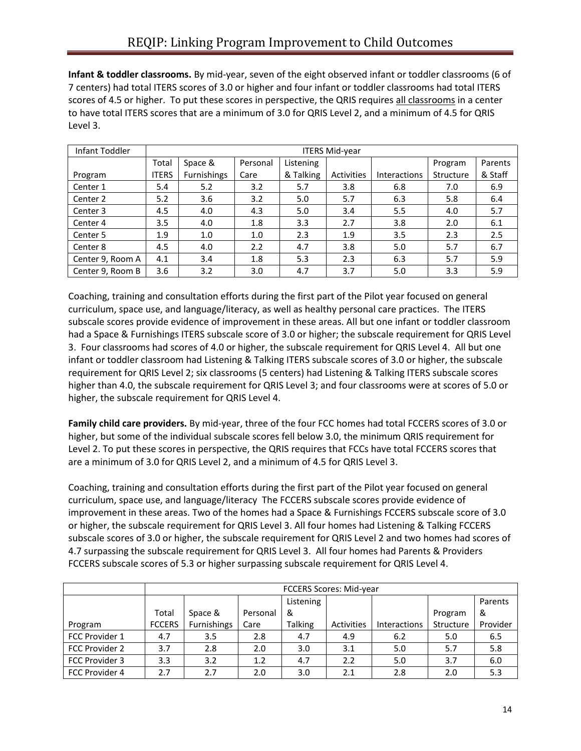**Infant & toddler classrooms.** By mid-year, seven of the eight observed infant or toddler classrooms (6 of 7 centers) had total ITERS scores of 3.0 or higher and four infant or toddler classrooms had total ITERS scores of 4.5 or higher. To put these scores in perspective, the QRIS requires all classrooms in a center to have total ITERS scores that are a minimum of 3.0 for QRIS Level 2, and a minimum of 4.5 for QRIS Level 3.

| Infant Toddler | ITERS Mid-year | | | | | | | |
|---|---|---|---|---|---|---|---|---|
| Program | Total ITERS | Space & Furnishings | Personal Care | Listening & Talking | Activities | Interactions | Program Structure | Parents & Staff |
| Center 1 | 5.4 | 5.2 | 3.2 | 5.7 | 3.8 | 6.8 | 7.0 | 6.9 |
| Center 2 | 5.2 | 3.6 | 3.2 | 5.0 | 5.7 | 6.3 | 5.8 | 6.4 |
| Center 3 | 4.5 | 4.0 | 4.3 | 5.0 | 3.4 | 5.5 | 4.0 | 5.7 |
| Center 4 | 3.5 | 4.0 | 1.8 | 3.3 | 2.7 | 3.8 | 2.0 | 6.1 |
| Center 5 | 1.9 | 1.0 | 1.0 | 2.3 | 1.9 | 3.5 | 2.3 | 2.5 |
| Center 8 | 4.5 | 4.0 | 2.2 | 4.7 | 3.8 | 5.0 | 5.7 | 6.7 |
| Center 9, Room A | 4.1 | 3.4 | 1.8 | 5.3 | 2.3 | 6.3 | 5.7 | 5.9 |
| Center 9, Room B | 3.6 | 3.2 | 3.0 | 4.7 | 3.7 | 5.0 | 3.3 | 5.9 |

Coaching, training and consultation efforts during the first part of the Pilot year focused on general curriculum, space use, and language/literacy, as well as healthy personal care practices. The ITERS subscale scores provide evidence of improvement in these areas. All but one infant or toddler classroom had a Space & Furnishings ITERS subscale score of 3.0 or higher; the subscale requirement for QRIS Level 3. Four classrooms had scores of 4.0 or higher, the subscale requirement for QRIS Level 4. All but one infant or toddler classroom had Listening & Talking ITERS subscale scores of 3.0 or higher, the subscale requirement for QRIS Level 2; six classrooms (5 centers) had Listening & Talking ITERS subscale scores higher than 4.0, the subscale requirement for QRIS Level 3; and four classrooms were at scores of 5.0 or higher, the subscale requirement for QRIS Level 4.

**Family child care providers.** By mid-year, three of the four FCC homes had total FCCERS scores of 3.0 or higher, but some of the individual subscale scores fell below 3.0, the minimum QRIS requirement for Level 2. To put these scores in perspective, the QRIS requires that FCCs have total FCCERS scores that are a minimum of 3.0 for QRIS Level 2, and a minimum of 4.5 for QRIS Level 3.

Coaching, training and consultation efforts during the first part of the Pilot year focused on general curriculum, space use, and language/literacy The FCCERS subscale scores provide evidence of improvement in these areas. Two of the homes had a Space & Furnishings FCCERS subscale score of 3.0 or higher, the subscale requirement for QRIS Level 3. All four homes had Listening & Talking FCCERS subscale scores of 3.0 or higher, the subscale requirement for QRIS Level 2 and two homes had scores of 4.7 surpassing the subscale requirement for QRIS Level 3. All four homes had Parents & Providers FCCERS subscale scores of 5.3 or higher surpassing subscale requirement for QRIS Level 4.

| | FCCERS Scores: Mid-year | | | | | | | |
|---|---|---|---|---|---|---|---|---|
| Program | Total FCCERS | Space & Furnishings | Personal Care | Listening & Talking | Activities | Interactions | Program Structure | Parents & Provider |
| FCC Provider 1 | 4.7 | 3.5 | 2.8 | 4.7 | 4.9 | 6.2 | 5.0 | 6.5 |
| FCC Provider 2 | 3.7 | 2.8 | 2.0 | 3.0 | 3.1 | 5.0 | 5.7 | 5.8 |
| FCC Provider 3 | 3.3 | 3.2 | 1.2 | 4.7 | 2.2 | 5.0 | 3.7 | 6.0 |
| FCC Provider 4 | 2.7 | 2.7 | 2.0 | 3.0 | 2.1 | 2.8 | 2.0 | 5.3 |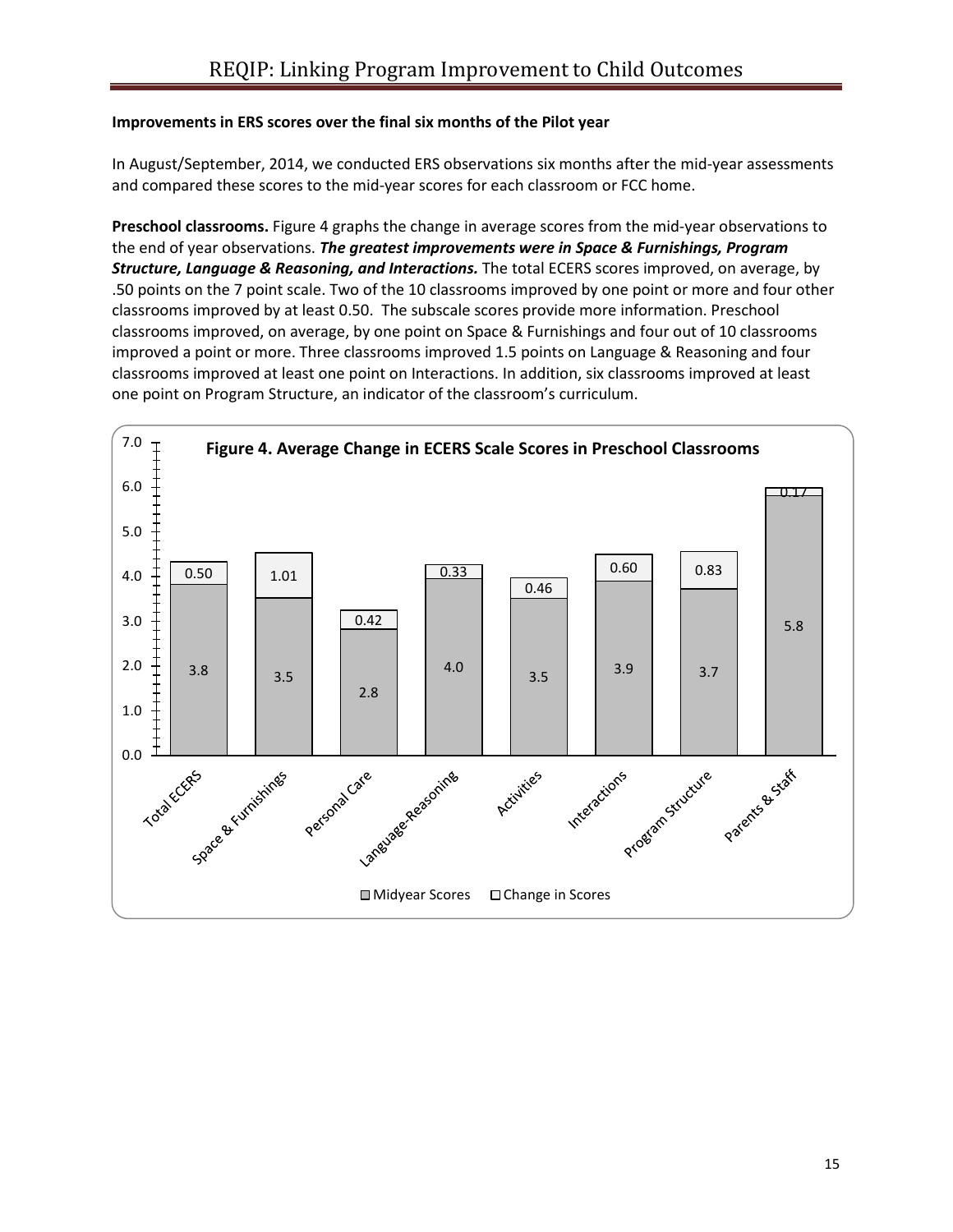**Improvements in ERS scores over the final six months of the Pilot year**

In August/September, 2014, we conducted ERS observations six months after the mid-year assessments and compared these scores to the mid-year scores for each classroom or FCC home.

**Preschool classrooms.** Figure 4 graphs the change in average scores from the mid-year observations to the end of year observations. ***The greatest improvements were in Space & Furnishings, Program Structure, Language & Reasoning, and Interactions.*** The total ECERS scores improved, on average, by .50 points on the 7 point scale. Two of the 10 classrooms improved by one point or more and four other classrooms improved by at least 0.50. The subscale scores provide more information. Preschool classrooms improved, on average, by one point on Space & Furnishings and four out of 10 classrooms improved a point or more. Three classrooms improved 1.5 points on Language & Reasoning and four classrooms improved at least one point on Interactions. In addition, six classrooms improved at least one point on Program Structure, an indicator of the classroom's curriculum.

**Figure 4. Average Change in ECERS Scale Scores in Preschool Classrooms**

| Scale | Midyear Scores | Change in Scores |
|---|---|---|
| Total ECERS | 3.8 | 0.50 |
| Space & Furnishings | 3.5 | 1.01 |
| Personal Care | 2.8 | 0.42 |
| Language-Reasoning | 4.0 | 0.33 |
| Activities | 3.5 | 0.46 |
| Interactions | 3.9 | 0.60 |
| Program Structure | 3.7 | 0.83 |
| Parents & Staff | 5.8 | 0.17 |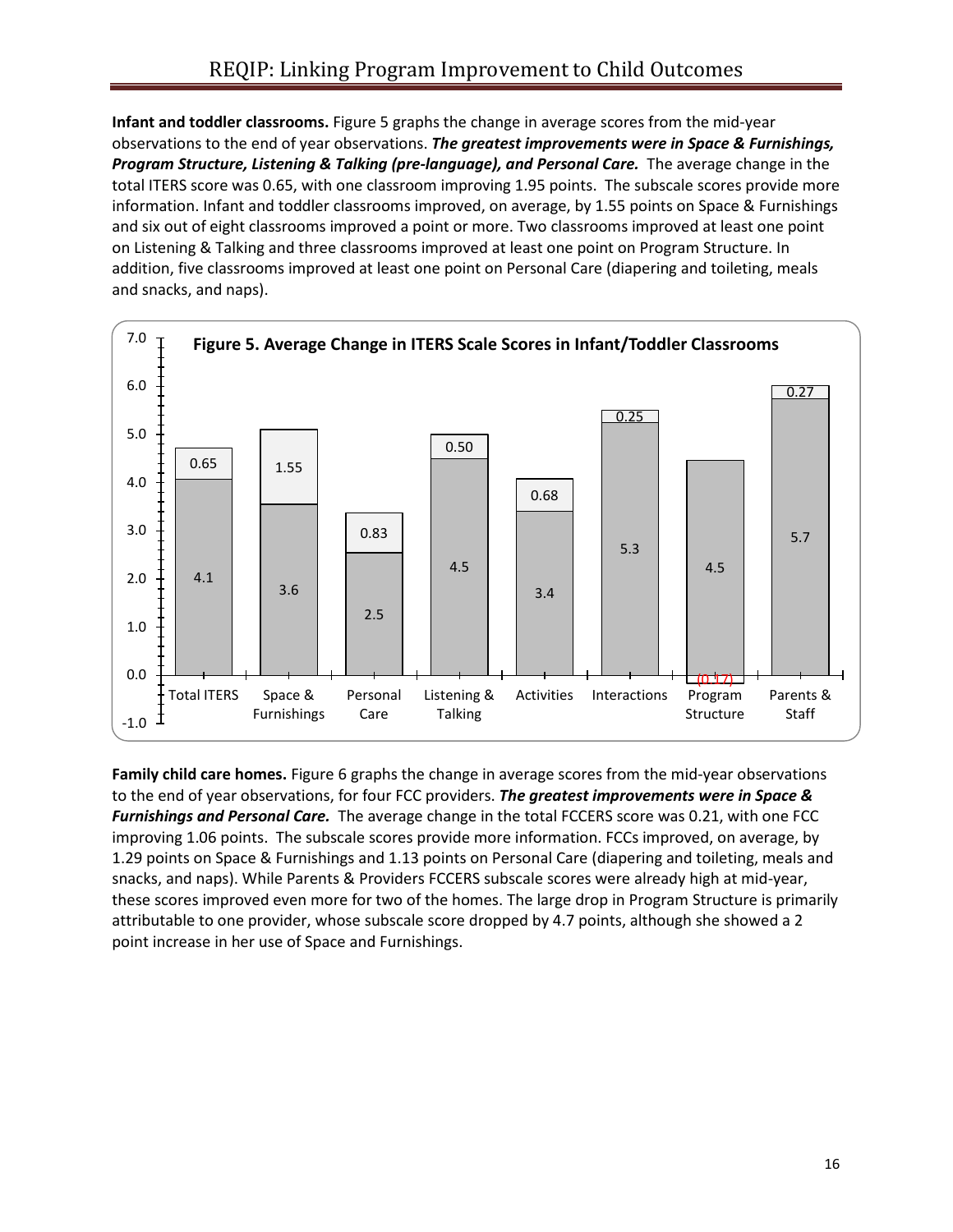**Infant and toddler classrooms.** Figure 5 graphs the change in average scores from the mid-year observations to the end of year observations. ***The greatest improvements were in Space & Furnishings, Program Structure, Listening & Talking (pre-language), and Personal Care.*** The average change in the total ITERS score was 0.65, with one classroom improving 1.95 points. The subscale scores provide more information. Infant and toddler classrooms improved, on average, by 1.55 points on Space & Furnishings and six out of eight classrooms improved a point or more. Two classrooms improved at least one point on Listening & Talking and three classrooms improved at least one point on Program Structure. In addition, five classrooms improved at least one point on Personal Care (diapering and toileting, meals and snacks, and naps).

**Figure 5. Average Change in ITERS Scale Scores in Infant/Toddler Classrooms**

| | Total ITERS | Space & Furnishings | Personal Care | Listening & Talking | Activities | Interactions | Program Structure | Parents & Staff |
|---|---|---|---|---|---|---|---|---|
| Mid-year score | 4.1 | 3.6 | 2.5 | 4.5 | 3.4 | 5.3 | 4.5 | 5.7 |
| Change | 0.65 | 1.55 | 0.83 | 0.50 | 0.68 | 0.25 | (0.17) | 0.27 |

**Family child care homes.** Figure 6 graphs the change in average scores from the mid-year observations to the end of year observations, for four FCC providers. ***The greatest improvements were in Space & Furnishings and Personal Care.*** The average change in the total FCCERS score was 0.21, with one FCC improving 1.06 points. The subscale scores provide more information. FCCs improved, on average, by 1.29 points on Space & Furnishings and 1.13 points on Personal Care (diapering and toileting, meals and snacks, and naps). While Parents & Providers FCCERS subscale scores were already high at mid-year, these scores improved even more for two of the homes. The large drop in Program Structure is primarily attributable to one provider, whose subscale score dropped by 4.7 points, although she showed a 2 point increase in her use of Space and Furnishings.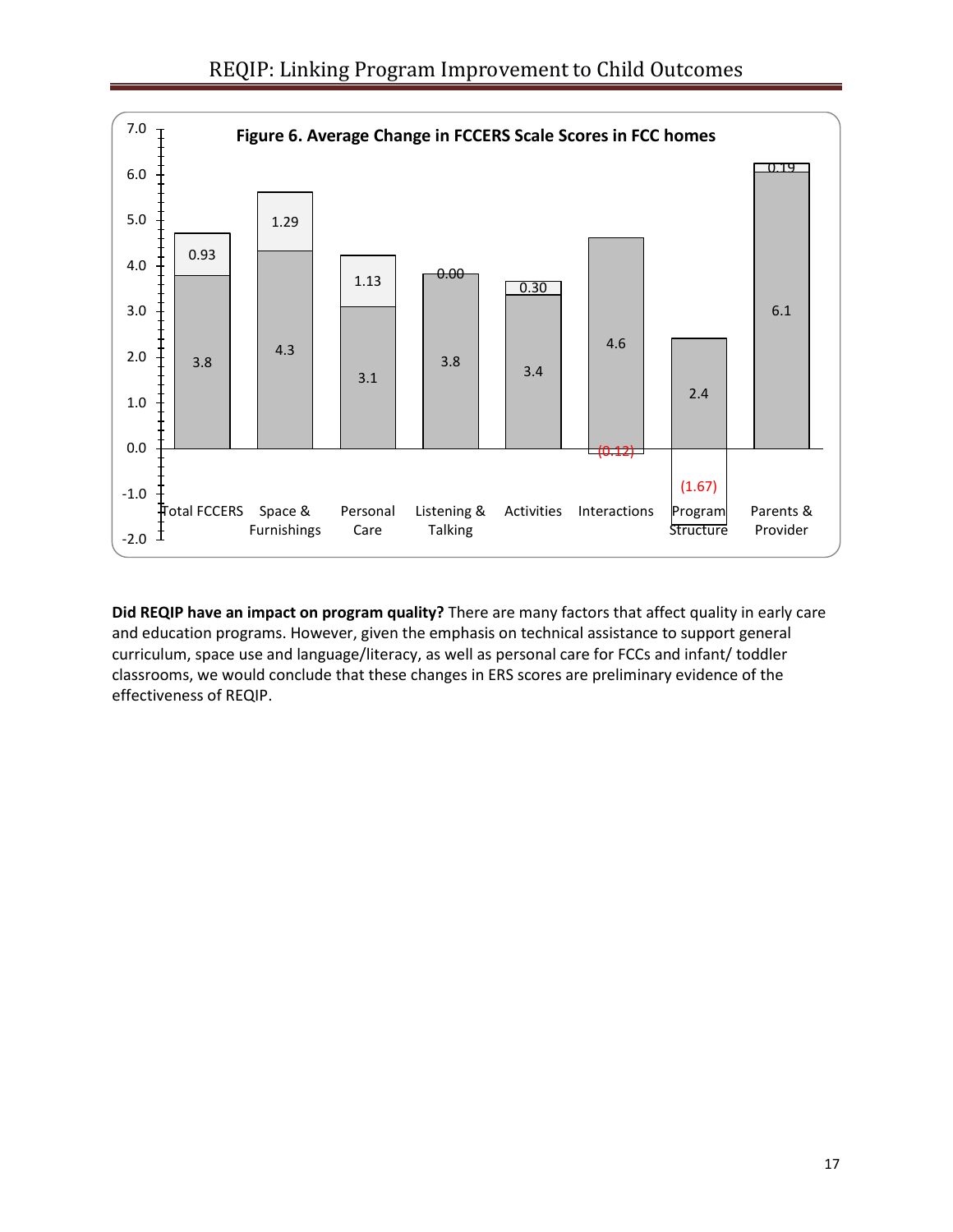**Figure 6. Average Change in FCCERS Scale Scores in FCC homes**

7.0
6.0
5.0
4.0
3.0
2.0
1.0
0.0
-1.0
-2.0

0.93
3.8
Total FCCERS

1.29
4.3
Space & Furnishings

1.13
3.1
Personal Care

0.00
3.8
Listening & Talking

0.30
3.4
Activities

4.6
(0.12)
Interactions

2.4
(1.67)
Program Structure

0.19
6.1
Parents & Provider

**Did REQIP have an impact on program quality?** There are many factors that affect quality in early care and education programs. However, given the emphasis on technical assistance to support general curriculum, space use and language/literacy, as well as personal care for FCCs and infant/ toddler classrooms, we would conclude that these changes in ERS scores are preliminary evidence of the effectiveness of REQIP.